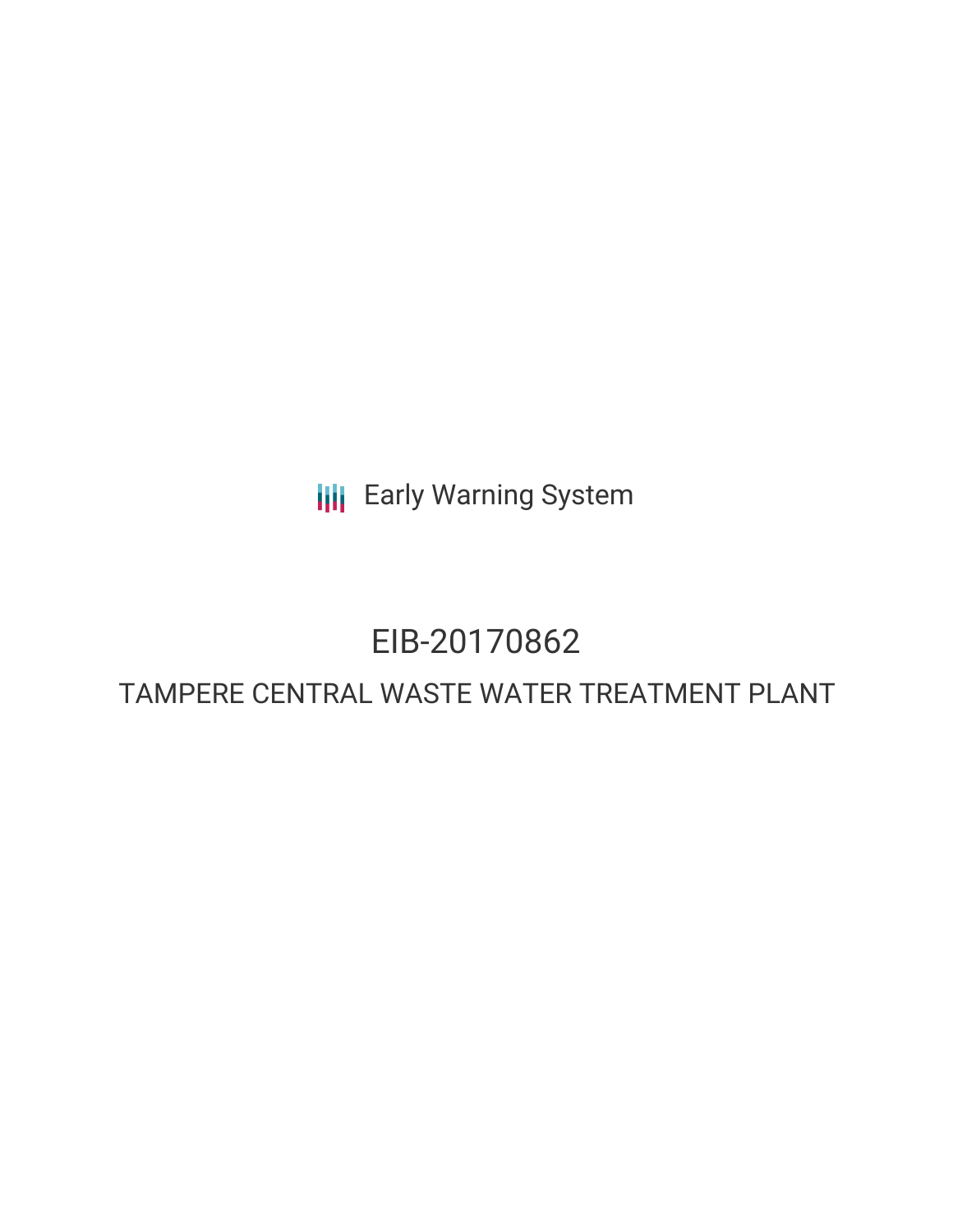Early Warning System

# EIB-20170862

## TAMPERE CENTRAL WASTE WATER TREATMENT PLANT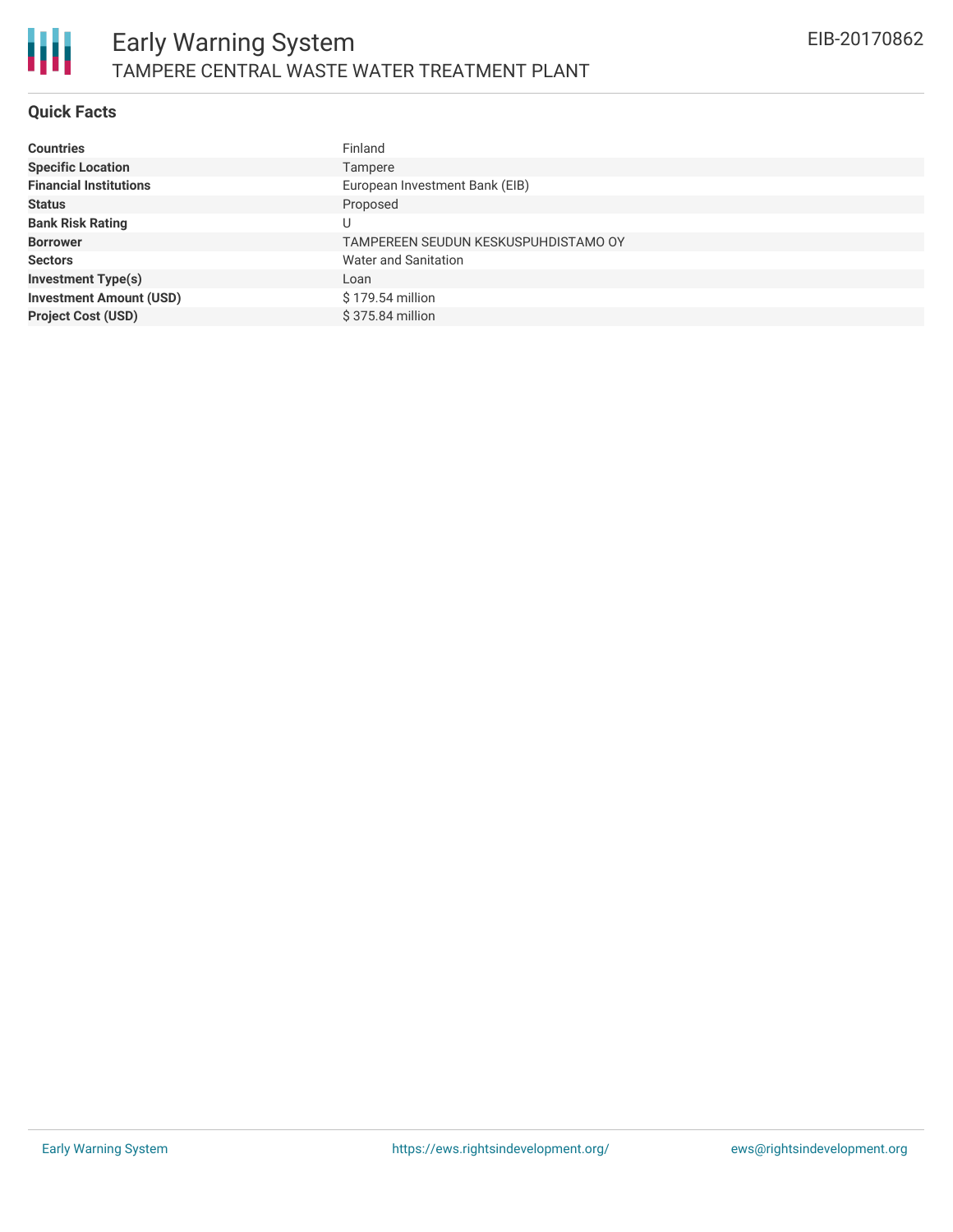## Quick Facts

| | |
|---|---|
| **Countries** | Finland |
| **Specific Location** | Tampere |
| **Financial Institutions** | European Investment Bank (EIB) |
| **Status** | Proposed |
| **Bank Risk Rating** | U |
| **Borrower** | TAMPEREEN SEUDUN KESKUSPUHDISTAMO OY |
| **Sectors** | Water and Sanitation |
| **Investment Type(s)** | Loan |
| **Investment Amount (USD)** | $ 179.54 million |
| **Project Cost (USD)** | $ 375.84 million |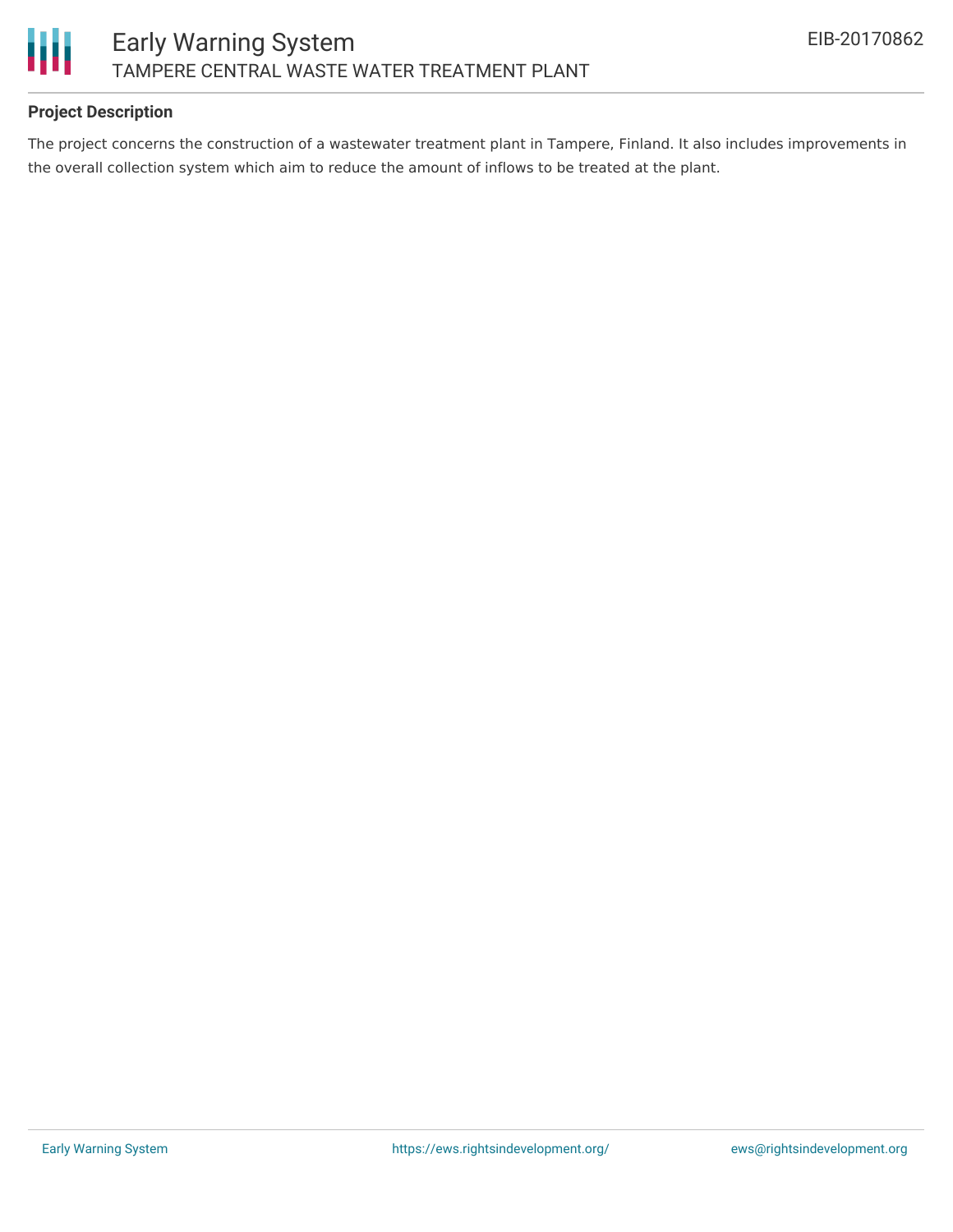## Project Description

The project concerns the construction of a wastewater treatment plant in Tampere, Finland. It also includes improvements in the overall collection system which aim to reduce the amount of inflows to be treated at the plant.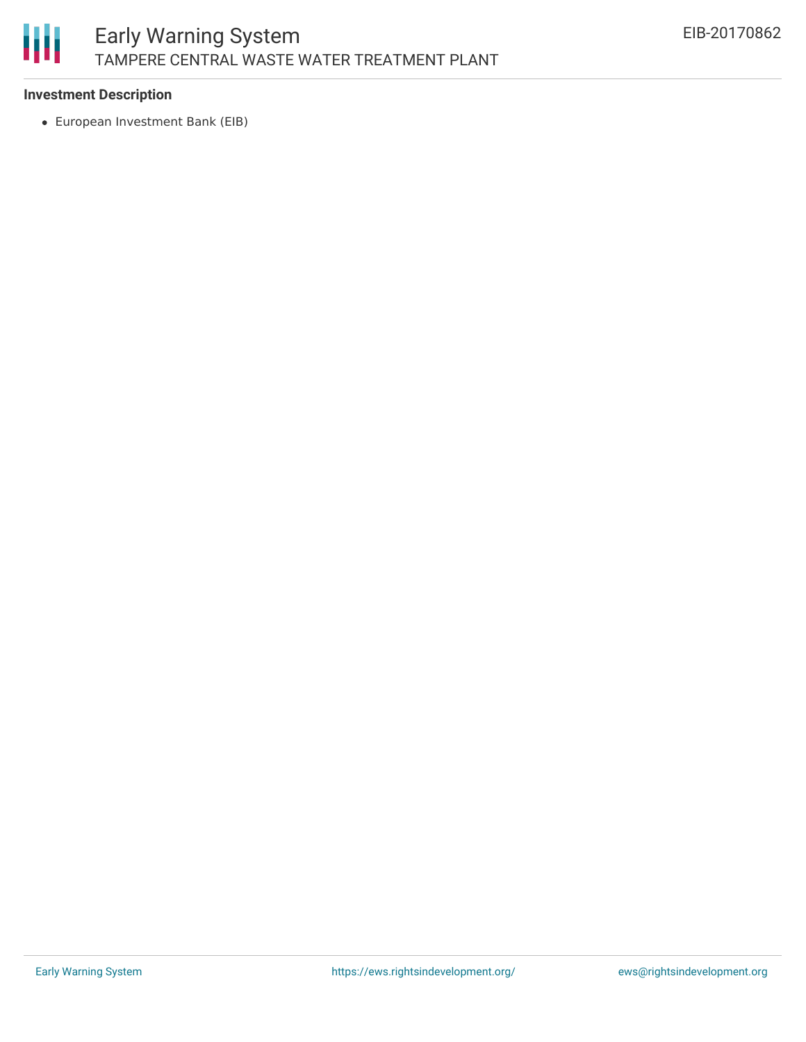**Investment Description**

- European Investment Bank (EIB)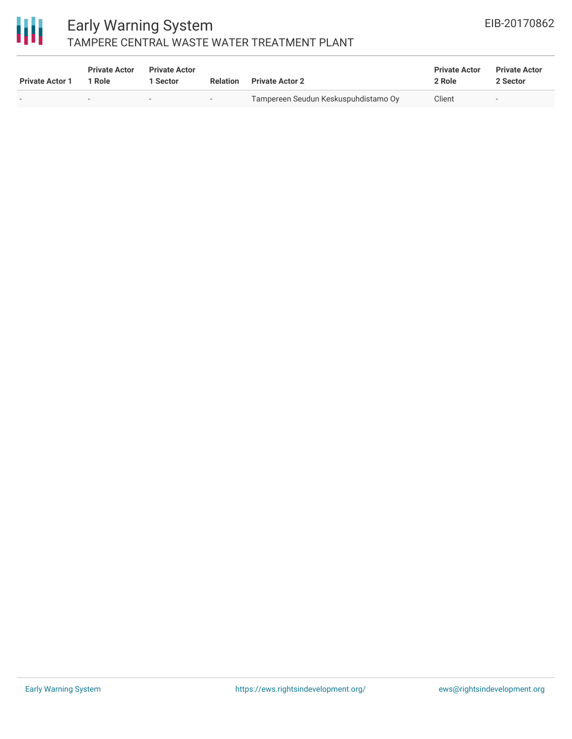| Private Actor 1 | Private Actor 1 Role | Private Actor 1 Sector | Relation | Private Actor 2 | Private Actor 2 Role | Private Actor 2 Sector |
|---|---|---|---|---|---|---|
| - | - | - | - | Tampereen Seudun Keskuspuhdistamo Oy | Client | - |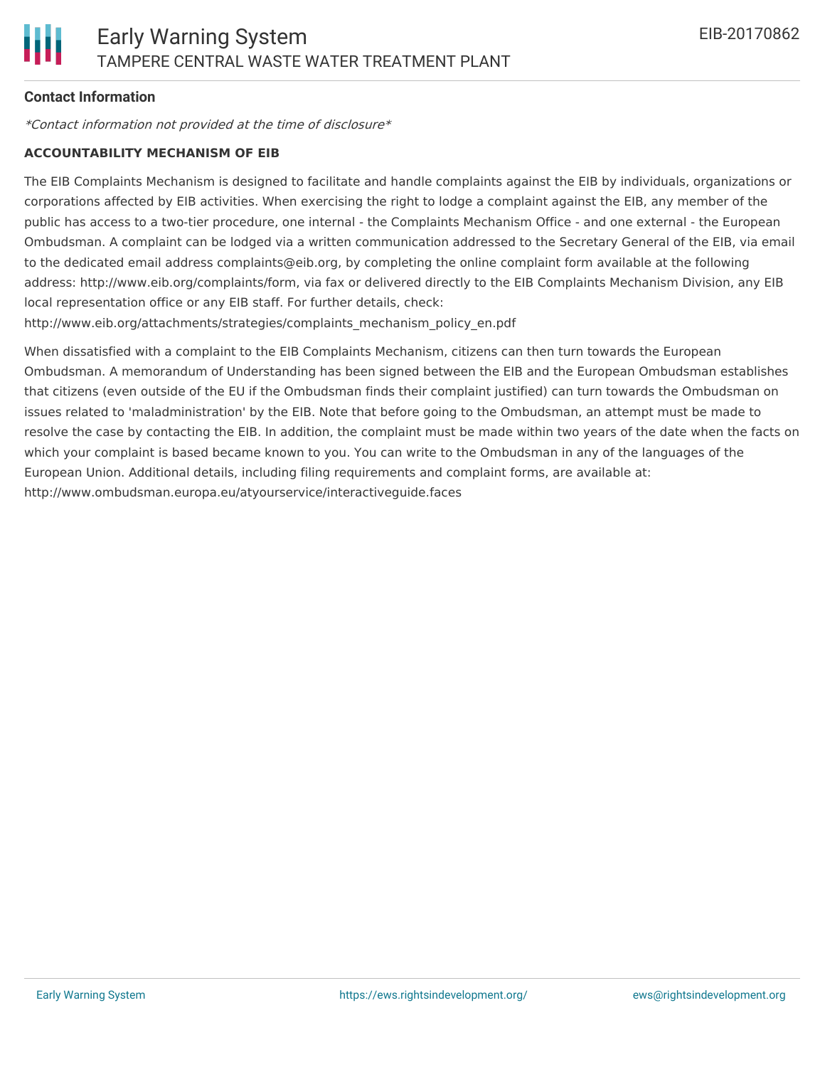## Contact Information

*Contact information not provided at the time of disclosure*

### ACCOUNTABILITY MECHANISM OF EIB

The EIB Complaints Mechanism is designed to facilitate and handle complaints against the EIB by individuals, organizations or corporations affected by EIB activities. When exercising the right to lodge a complaint against the EIB, any member of the public has access to a two-tier procedure, one internal - the Complaints Mechanism Office - and one external - the European Ombudsman. A complaint can be lodged via a written communication addressed to the Secretary General of the EIB, via email to the dedicated email address complaints@eib.org, by completing the online complaint form available at the following address: http://www.eib.org/complaints/form, via fax or delivered directly to the EIB Complaints Mechanism Division, any EIB local representation office or any EIB staff. For further details, check: http://www.eib.org/attachments/strategies/complaints_mechanism_policy_en.pdf

When dissatisfied with a complaint to the EIB Complaints Mechanism, citizens can then turn towards the European Ombudsman. A memorandum of Understanding has been signed between the EIB and the European Ombudsman establishes that citizens (even outside of the EU if the Ombudsman finds their complaint justified) can turn towards the Ombudsman on issues related to 'maladministration' by the EIB. Note that before going to the Ombudsman, an attempt must be made to resolve the case by contacting the EIB. In addition, the complaint must be made within two years of the date when the facts on which your complaint is based became known to you. You can write to the Ombudsman in any of the languages of the European Union. Additional details, including filing requirements and complaint forms, are available at: http://www.ombudsman.europa.eu/atyourservice/interactiveguide.faces